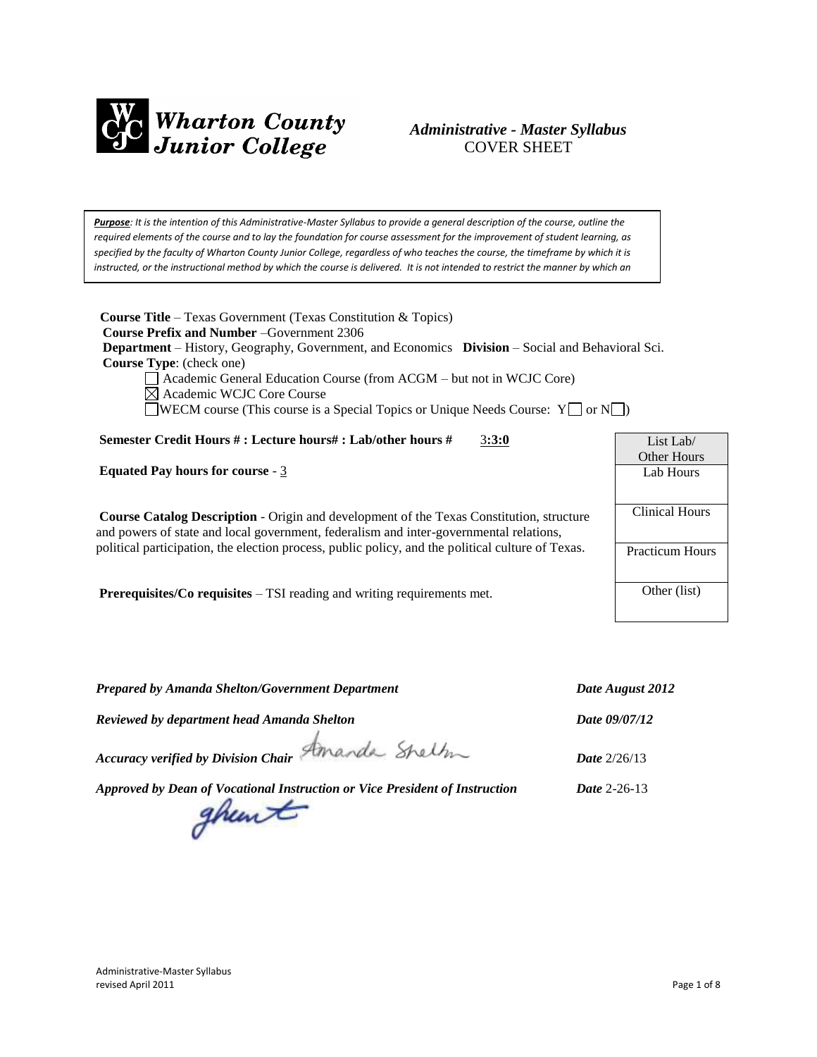Wharton County Junior College

*Administrative - Master Syllabus*
COVER SHEET

***Purpose**: It is the intention of this Administrative-Master Syllabus to provide a general description of the course, outline the required elements of the course and to lay the foundation for course assessment for the improvement of student learning, as specified by the faculty of Wharton County Junior College, regardless of who teaches the course, the timeframe by which it is instructed, or the instructional method by which the course is delivered. It is not intended to restrict the manner by which an*

**Course Title** – Texas Government (Texas Constitution & Topics)
**Course Prefix and Number** –Government 2306
**Department** – History, Geography, Government, and Economics **Division** – Social and Behavioral Sci.
**Course Type**: (check one)

- ☐ Academic General Education Course (from ACGM – but not in WCJC Core)
- ☒ Academic WCJC Core Course
- ☐ WECM course (This course is a Special Topics or Unique Needs Course: Y☐ or N☐)

**Semester Credit Hours # : Lecture hours# : Lab/other hours #** 3**:3:0**

**Equated Pay hours for course** - 3

**Course Catalog Description** - Origin and development of the Texas Constitution, structure and powers of state and local government, federalism and inter-governmental relations, political participation, the election process, public policy, and the political culture of Texas.

**Prerequisites/Co requisites** – TSI reading and writing requirements met.

| List Lab/ Other Hours |
|---|
| Lab Hours |
| Clinical Hours |
| Practicum Hours |
| Other (list) |

*Prepared by Amanda Shelton/Government Department* *Date August 2012*

*Reviewed by department head Amanda Shelton* *Date 09/07/12*

*Accuracy verified by Division Chair* Amanda Shelton *Date* 2/26/13

*Approved by Dean of Vocational Instruction or Vice President of Instruction* *Date* 2-26-13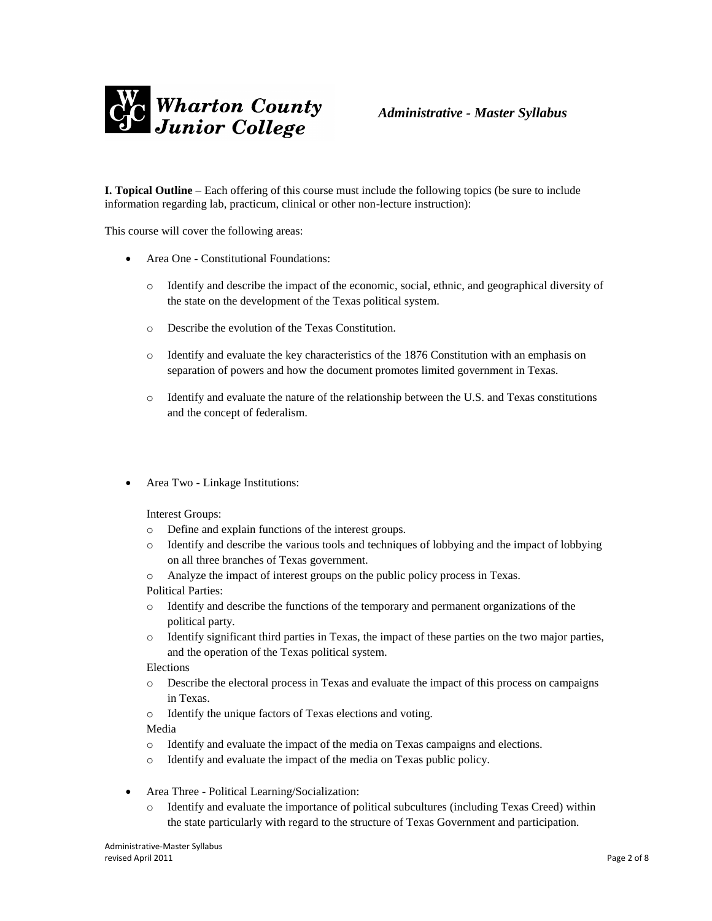**I. Topical Outline** – Each offering of this course must include the following topics (be sure to include information regarding lab, practicum, clinical or other non-lecture instruction):

This course will cover the following areas:

- Area One - Constitutional Foundations:
    - Identify and describe the impact of the economic, social, ethnic, and geographical diversity of the state on the development of the Texas political system.
    - Describe the evolution of the Texas Constitution.
    - Identify and evaluate the key characteristics of the 1876 Constitution with an emphasis on separation of powers and how the document promotes limited government in Texas.
    - Identify and evaluate the nature of the relationship between the U.S. and Texas constitutions and the concept of federalism.

- Area Two - Linkage Institutions:

  Interest Groups:
    - Define and explain functions of the interest groups.
    - Identify and describe the various tools and techniques of lobbying and the impact of lobbying on all three branches of Texas government.
    - Analyze the impact of interest groups on the public policy process in Texas.

  Political Parties:
    - Identify and describe the functions of the temporary and permanent organizations of the political party.
    - Identify significant third parties in Texas, the impact of these parties on the two major parties, and the operation of the Texas political system.

  Elections
    - Describe the electoral process in Texas and evaluate the impact of this process on campaigns in Texas.
    - Identify the unique factors of Texas elections and voting.

  Media
    - Identify and evaluate the impact of the media on Texas campaigns and elections.
    - Identify and evaluate the impact of the media on Texas public policy.

- Area Three - Political Learning/Socialization:
    - Identify and evaluate the importance of political subcultures (including Texas Creed) within the state particularly with regard to the structure of Texas Government and participation.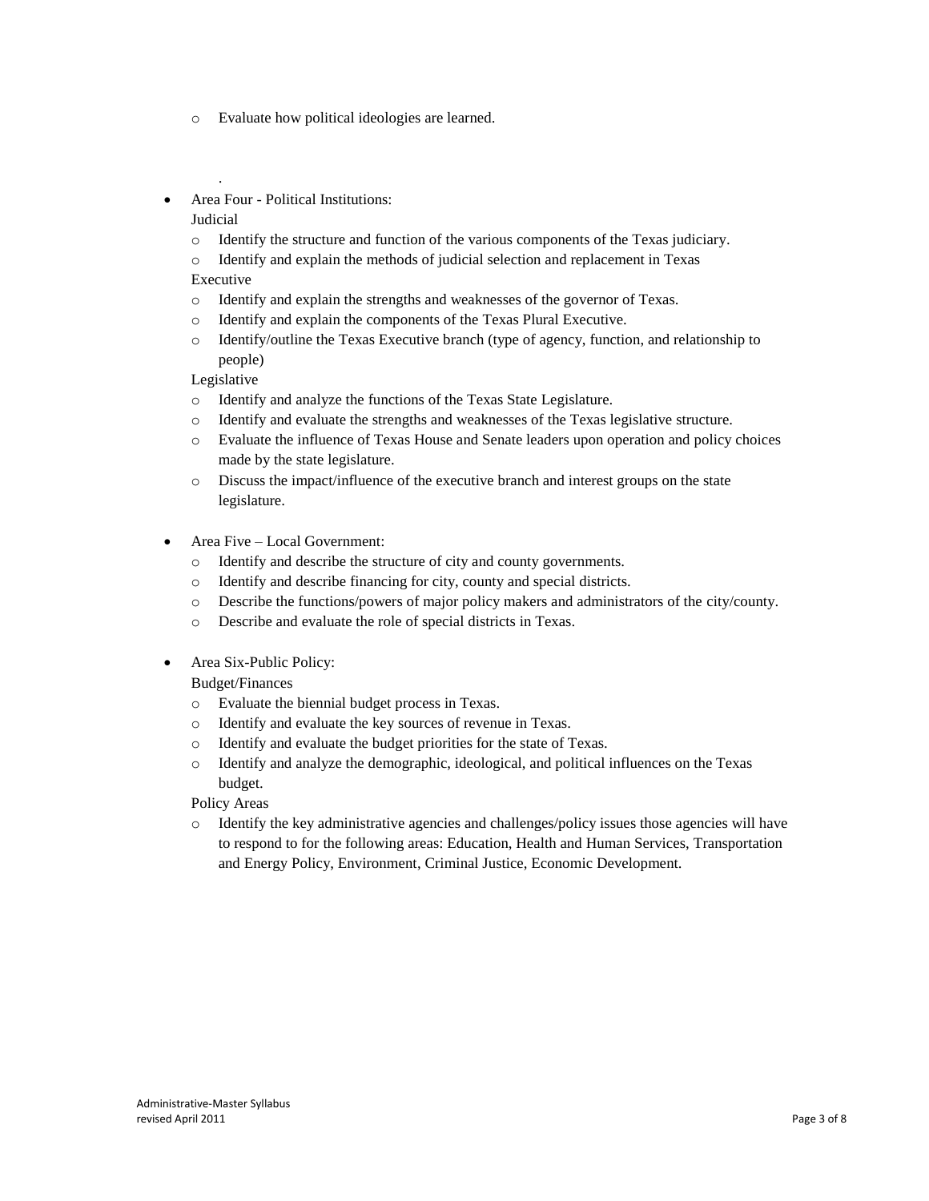- Evaluate how political ideologies are learned.

.

- Area Four - Political Institutions:
  Judicial
  - Identify the structure and function of the various components of the Texas judiciary.
  - Identify and explain the methods of judicial selection and replacement in Texas

  Executive
  - Identify and explain the strengths and weaknesses of the governor of Texas.
  - Identify and explain the components of the Texas Plural Executive.
  - Identify/outline the Texas Executive branch (type of agency, function, and relationship to people)

  Legislative
  - Identify and analyze the functions of the Texas State Legislature.
  - Identify and evaluate the strengths and weaknesses of the Texas legislative structure.
  - Evaluate the influence of Texas House and Senate leaders upon operation and policy choices made by the state legislature.
  - Discuss the impact/influence of the executive branch and interest groups on the state legislature.

- Area Five – Local Government:
  - Identify and describe the structure of city and county governments.
  - Identify and describe financing for city, county and special districts.
  - Describe the functions/powers of major policy makers and administrators of the city/county.
  - Describe and evaluate the role of special districts in Texas.

- Area Six-Public Policy:
  Budget/Finances
  - Evaluate the biennial budget process in Texas.
  - Identify and evaluate the key sources of revenue in Texas.
  - Identify and evaluate the budget priorities for the state of Texas.
  - Identify and analyze the demographic, ideological, and political influences on the Texas budget.

  Policy Areas
  - Identify the key administrative agencies and challenges/policy issues those agencies will have to respond to for the following areas: Education, Health and Human Services, Transportation and Energy Policy, Environment, Criminal Justice, Economic Development.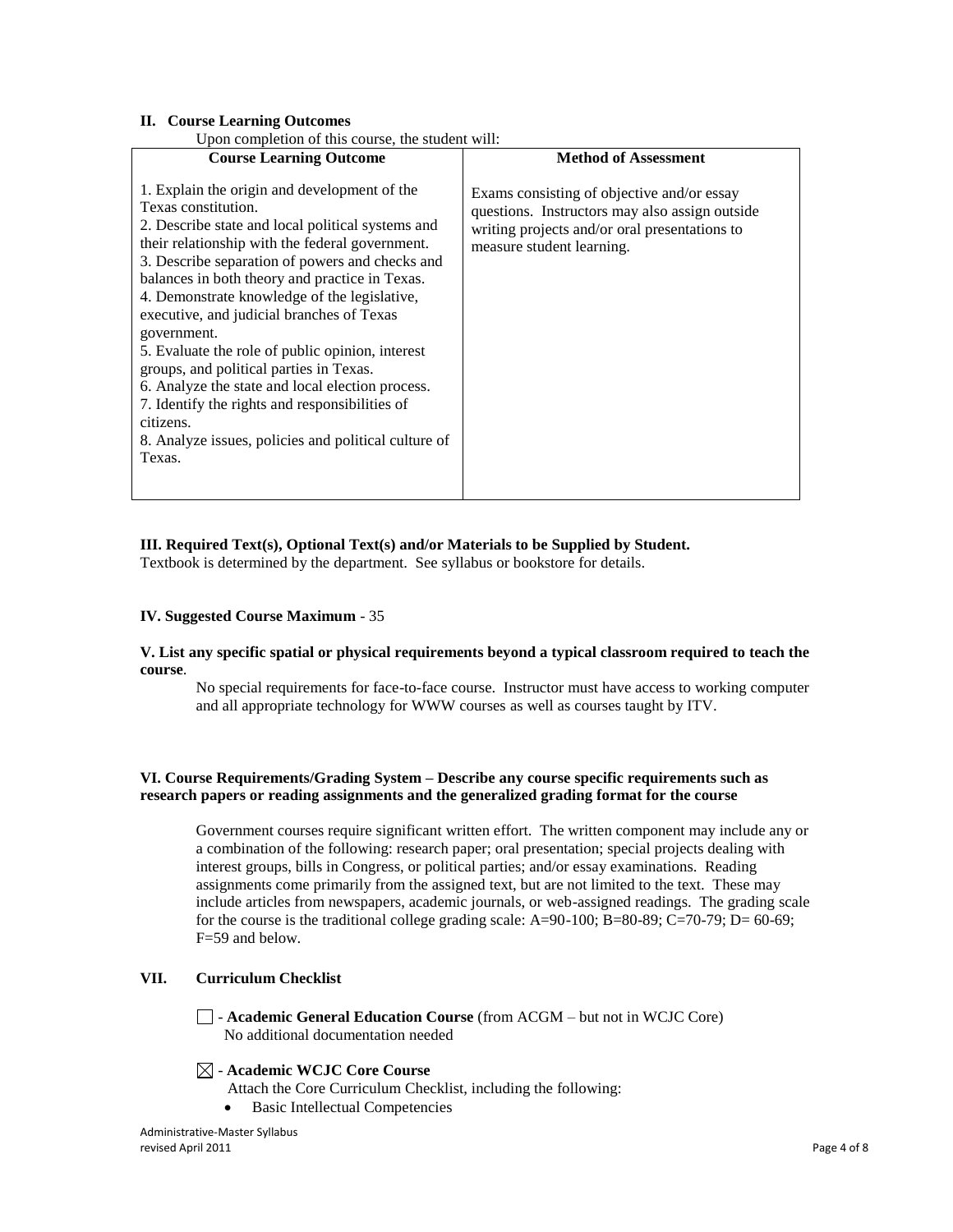## II. Course Learning Outcomes

Upon completion of this course, the student will:

| Course Learning Outcome | Method of Assessment |
|---|---|
| 1. Explain the origin and development of the Texas constitution.<br>2. Describe state and local political systems and their relationship with the federal government.<br>3. Describe separation of powers and checks and balances in both theory and practice in Texas.<br>4. Demonstrate knowledge of the legislative, executive, and judicial branches of Texas government.<br>5. Evaluate the role of public opinion, interest groups, and political parties in Texas.<br>6. Analyze the state and local election process.<br>7. Identify the rights and responsibilities of citizens.<br>8. Analyze issues, policies and political culture of Texas. | Exams consisting of objective and/or essay questions. Instructors may also assign outside writing projects and/or oral presentations to measure student learning. |

## III. Required Text(s), Optional Text(s) and/or Materials to be Supplied by Student.

Textbook is determined by the department. See syllabus or bookstore for details.

## IV. Suggested Course Maximum - 35

## V. List any specific spatial or physical requirements beyond a typical classroom required to teach the course.

No special requirements for face-to-face course. Instructor must have access to working computer and all appropriate technology for WWW courses as well as courses taught by ITV.

## VI. Course Requirements/Grading System – Describe any course specific requirements such as research papers or reading assignments and the generalized grading format for the course

Government courses require significant written effort. The written component may include any or a combination of the following: research paper; oral presentation; special projects dealing with interest groups, bills in Congress, or political parties; and/or essay examinations. Reading assignments come primarily from the assigned text, but are not limited to the text. These may include articles from newspapers, academic journals, or web-assigned readings. The grading scale for the course is the traditional college grading scale: A=90-100; B=80-89; C=70-79; D= 60-69; F=59 and below.

## VII. Curriculum Checklist

☐ - **Academic General Education Course** (from ACGM – but not in WCJC Core)
No additional documentation needed

☒ - **Academic WCJC Core Course**
Attach the Core Curriculum Checklist, including the following:

- Basic Intellectual Competencies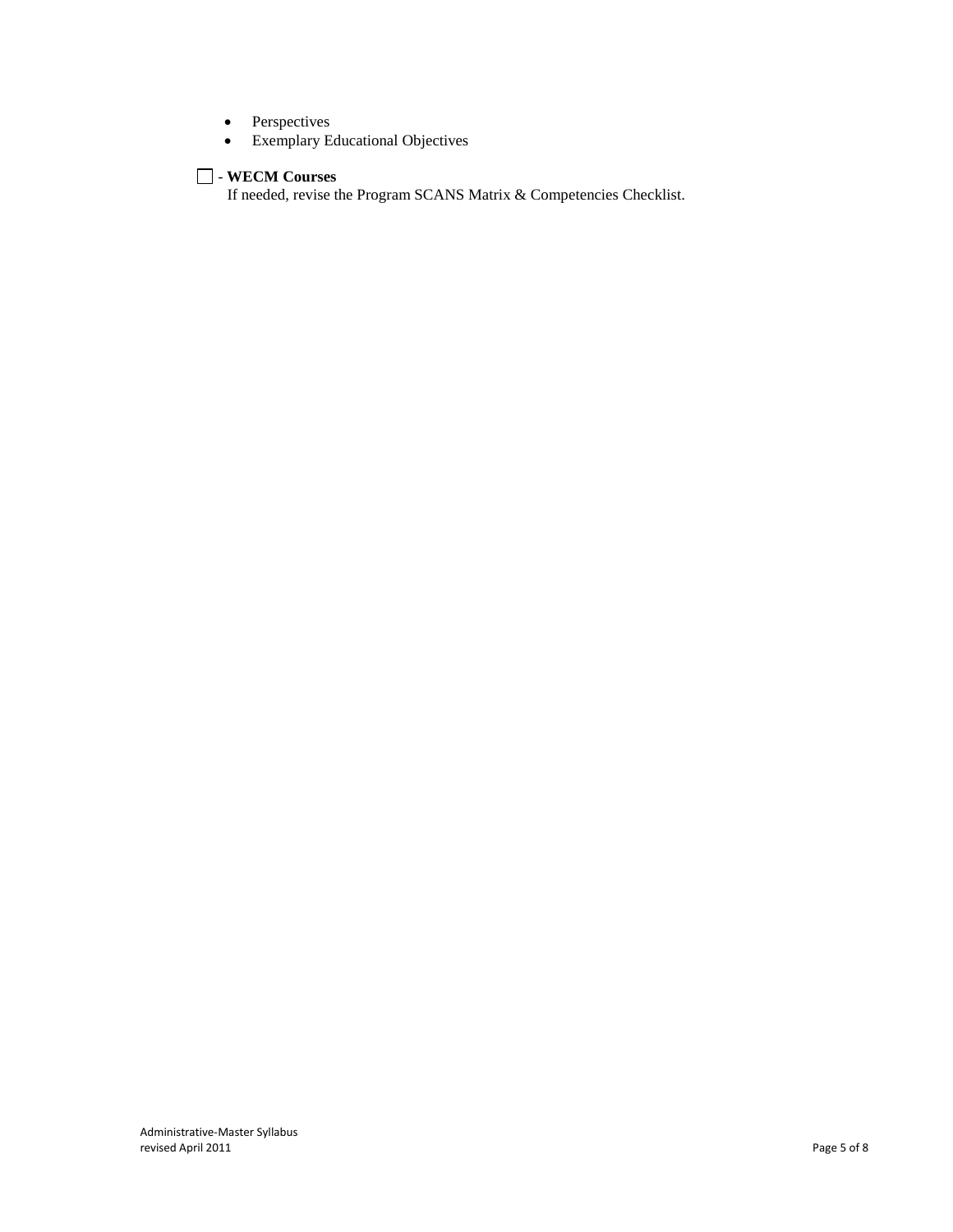- Perspectives
- Exemplary Educational Objectives

☐ - **WECM Courses**
If needed, revise the Program SCANS Matrix & Competencies Checklist.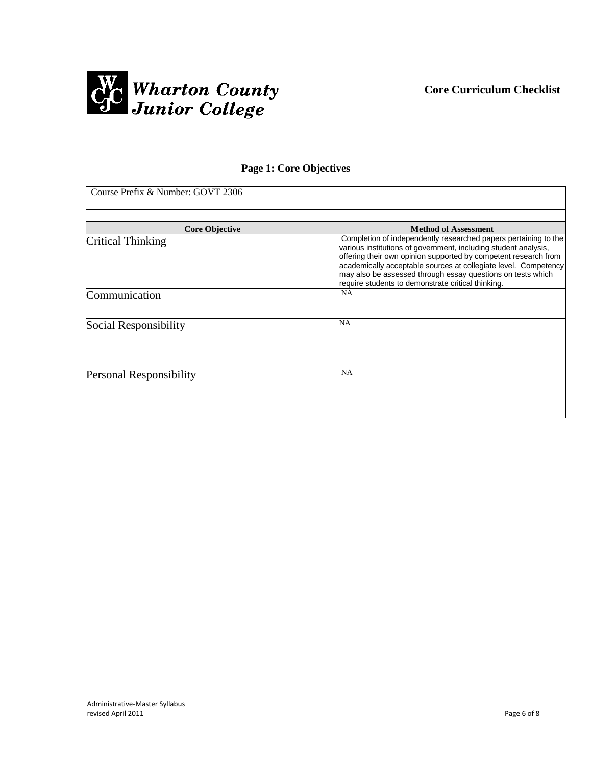Wharton County Junior College

**Core Curriculum Checklist**

## Page 1: Core Objectives

Course Prefix & Number: GOVT 2306

| Core Objective | Method of Assessment |
| --- | --- |
| Critical Thinking | Completion of independently researched papers pertaining to the various institutions of government, including student analysis, offering their own opinion supported by competent research from academically acceptable sources at collegiate level. Competency may also be assessed through essay questions on tests which require students to demonstrate critical thinking. |
| Communication | NA |
| Social Responsibility | NA |
| Personal Responsibility | NA |

Administrative-Master Syllabus
revised April 2011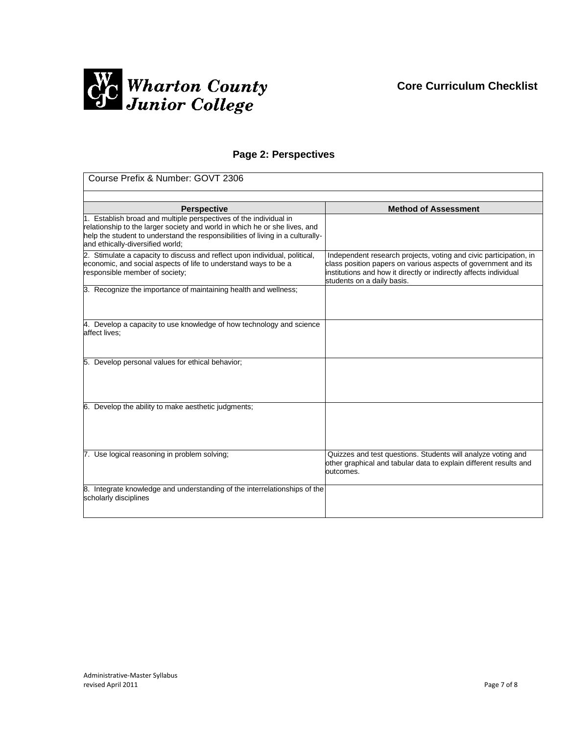Wharton County Junior College

**Core Curriculum Checklist**

## Page 2: Perspectives

Course Prefix & Number: GOVT 2306

| Perspective | Method of Assessment |
|---|---|
| 1. Establish broad and multiple perspectives of the individual in relationship to the larger society and world in which he or she lives, and help the student to understand the responsibilities of living in a culturally- and ethically-diversified world; | |
| 2. Stimulate a capacity to discuss and reflect upon individual, political, economic, and social aspects of life to understand ways to be a responsible member of society; | Independent research projects, voting and civic participation, in class position papers on various aspects of government and its institutions and how it directly or indirectly affects individual students on a daily basis. |
| 3. Recognize the importance of maintaining health and wellness; | |
| 4. Develop a capacity to use knowledge of how technology and science affect lives; | |
| 5. Develop personal values for ethical behavior; | |
| 6. Develop the ability to make aesthetic judgments; | |
| 7. Use logical reasoning in problem solving; | Quizzes and test questions. Students will analyze voting and other graphical and tabular data to explain different results and outcomes. |
| 8. Integrate knowledge and understanding of the interrelationships of the scholarly disciplines | |

Administrative-Master Syllabus
revised April 2011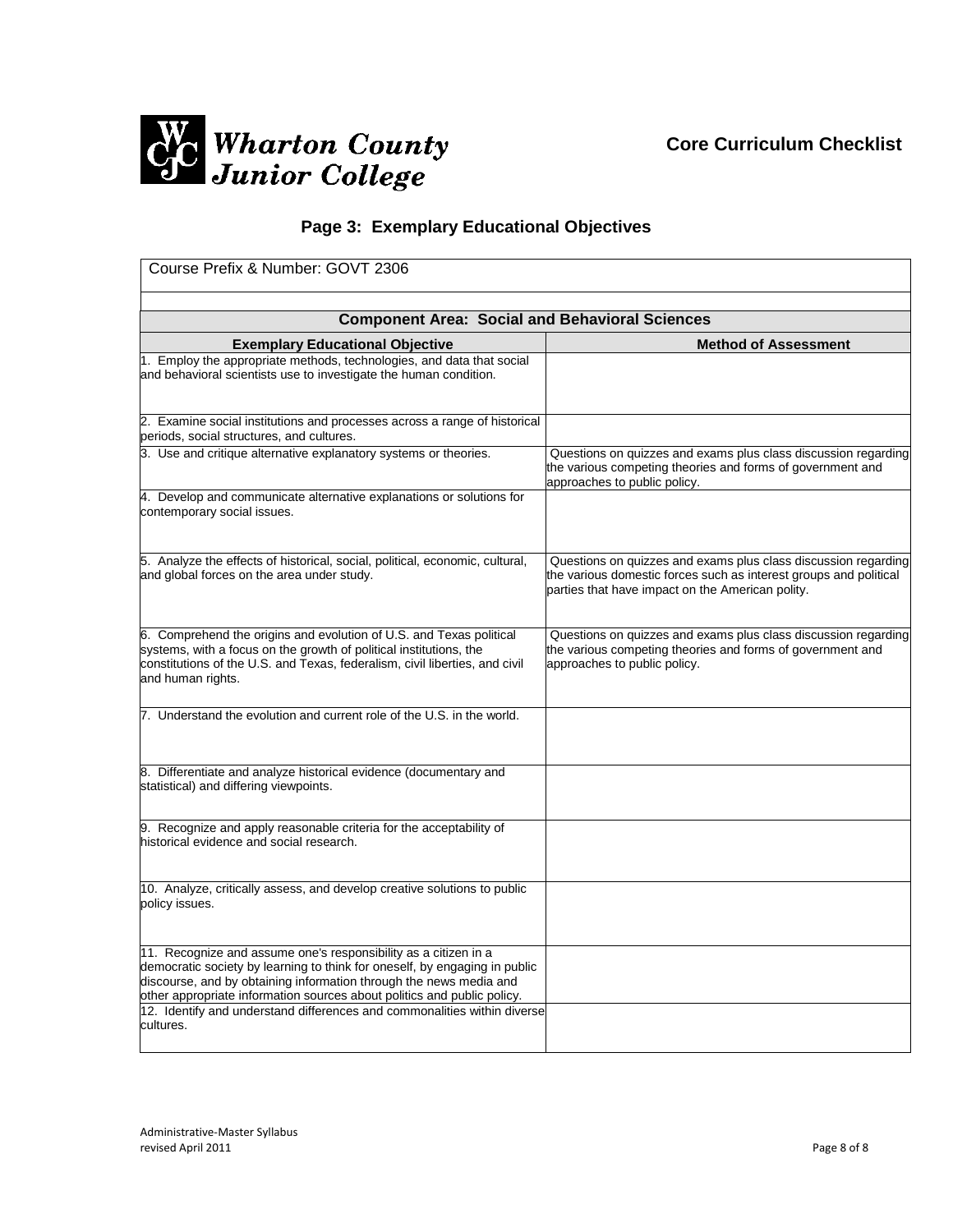Wharton County Junior College

**Core Curriculum Checklist**

## Page 3: Exemplary Educational Objectives

Course Prefix & Number: GOVT 2306

| Component Area: Social and Behavioral Sciences | |
|---|---|
| **Exemplary Educational Objective** | **Method of Assessment** |
| 1. Employ the appropriate methods, technologies, and data that social and behavioral scientists use to investigate the human condition. | |
| 2. Examine social institutions and processes across a range of historical periods, social structures, and cultures. | |
| 3. Use and critique alternative explanatory systems or theories. | Questions on quizzes and exams plus class discussion regarding the various competing theories and forms of government and approaches to public policy. |
| 4. Develop and communicate alternative explanations or solutions for contemporary social issues. | |
| 5. Analyze the effects of historical, social, political, economic, cultural, and global forces on the area under study. | Questions on quizzes and exams plus class discussion regarding the various domestic forces such as interest groups and political parties that have impact on the American polity. |
| 6. Comprehend the origins and evolution of U.S. and Texas political systems, with a focus on the growth of political institutions, the constitutions of the U.S. and Texas, federalism, civil liberties, and civil and human rights. | Questions on quizzes and exams plus class discussion regarding the various competing theories and forms of government and approaches to public policy. |
| 7. Understand the evolution and current role of the U.S. in the world. | |
| 8. Differentiate and analyze historical evidence (documentary and statistical) and differing viewpoints. | |
| 9. Recognize and apply reasonable criteria for the acceptability of historical evidence and social research. | |
| 10. Analyze, critically assess, and develop creative solutions to public policy issues. | |
| 11. Recognize and assume one's responsibility as a citizen in a democratic society by learning to think for oneself, by engaging in public discourse, and by obtaining information through the news media and other appropriate information sources about politics and public policy. | |
| 12. Identify and understand differences and commonalities within diverse cultures. | |

Administrative-Master Syllabus
revised April 2011